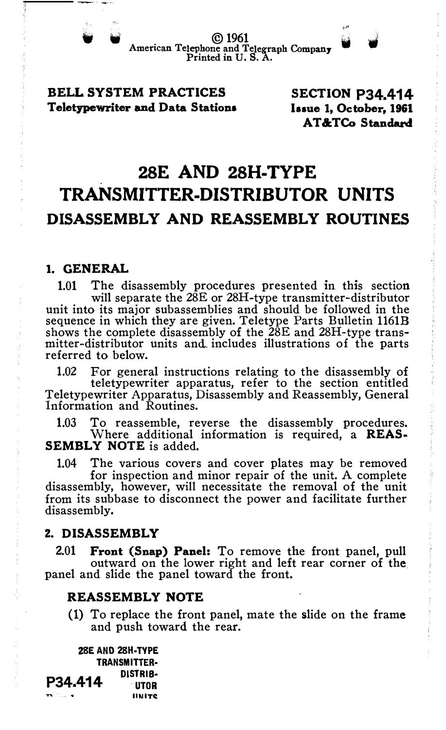© 1961
American Telephone and Telegraph Company
Printed in U. S. A.

**BELL SYSTEM PRACTICES**
**Teletypewriter and Data Stations**

**SECTION P34.414**
**Issue 1, October, 1961**
**AT&TCo Standard**

# 28E AND 28H-TYPE TRANSMITTER-DISTRIBUTOR UNITS

## DISASSEMBLY AND REASSEMBLY ROUTINES

## 1. GENERAL

1.01 The disassembly procedures presented in this section will separate the 28E or 28H-type transmitter-distributor unit into its major subassemblies and should be followed in the sequence in which they are given. Teletype Parts Bulletin 1161B shows the complete disassembly of the 28E and 28H-type transmitter-distributor units and includes illustrations of the parts referred to below.

1.02 For general instructions relating to the disassembly of teletypewriter apparatus, refer to the section entitled Teletypewriter Apparatus, Disassembly and Reassembly, General Information and Routines.

1.03 To reassemble, reverse the disassembly procedures. Where additional information is required, a **REASSEMBLY NOTE** is added.

1.04 The various covers and cover plates may be removed for inspection and minor repair of the unit. A complete disassembly, however, will necessitate the removal of the unit from its subbase to disconnect the power and facilitate further disassembly.

## 2. DISASSEMBLY

2.01 **Front (Snap) Panel:** To remove the front panel, pull outward on the lower right and left rear corner of the panel and slide the panel toward the front.

### REASSEMBLY NOTE

(1) To replace the front panel, mate the slide on the frame and push toward the rear.

**28E AND 28H-TYPE TRANSMITTER-DISTRIBUTOR UNITS**
**P34.414**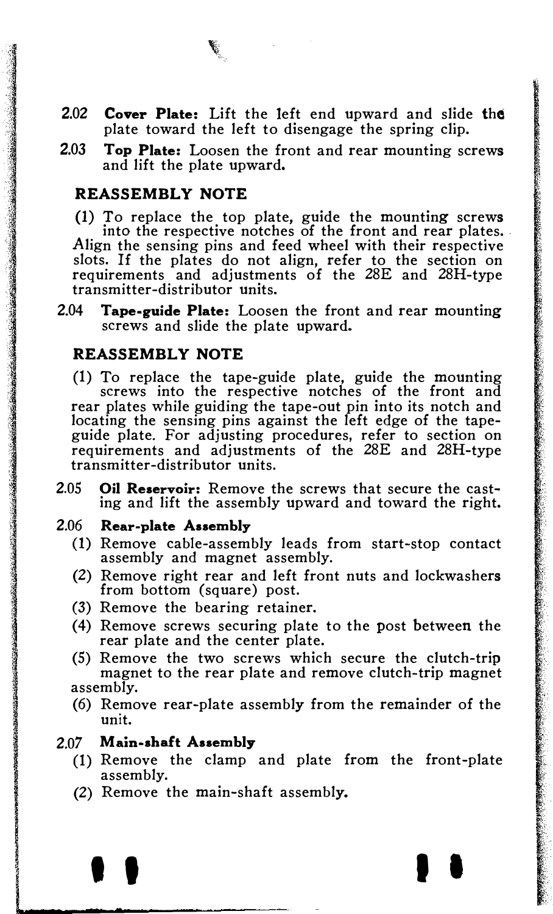2.02 **Cover Plate:** Lift the left end upward and slide the plate toward the left to disengage the spring clip.

2.03 **Top Plate:** Loosen the front and rear mounting screws and lift the plate upward.

### REASSEMBLY NOTE

(1) To replace the top plate, guide the mounting screws into the respective notches of the front and rear plates. Align the sensing pins and feed wheel with their respective slots. If the plates do not align, refer to the section on requirements and adjustments of the 28E and 28H-type transmitter-distributor units.

2.04 **Tape-guide Plate:** Loosen the front and rear mounting screws and slide the plate upward.

### REASSEMBLY NOTE

(1) To replace the tape-guide plate, guide the mounting screws into the respective notches of the front and rear plates while guiding the tape-out pin into its notch and locating the sensing pins against the left edge of the tape-guide plate. For adjusting procedures, refer to section on requirements and adjustments of the 28E and 28H-type transmitter-distributor units.

2.05 **Oil Reservoir:** Remove the screws that secure the casting and lift the assembly upward and toward the right.

2.06 **Rear-plate Assembly**

(1) Remove cable-assembly leads from start-stop contact assembly and magnet assembly.

(2) Remove right rear and left front nuts and lockwashers from bottom (square) post.

(3) Remove the bearing retainer.

(4) Remove screws securing plate to the post between the rear plate and the center plate.

(5) Remove the two screws which secure the clutch-trip magnet to the rear plate and remove clutch-trip magnet assembly.

(6) Remove rear-plate assembly from the remainder of the unit.

2.07 **Main-shaft Assembly**

(1) Remove the clamp and plate from the front-plate assembly.

(2) Remove the main-shaft assembly.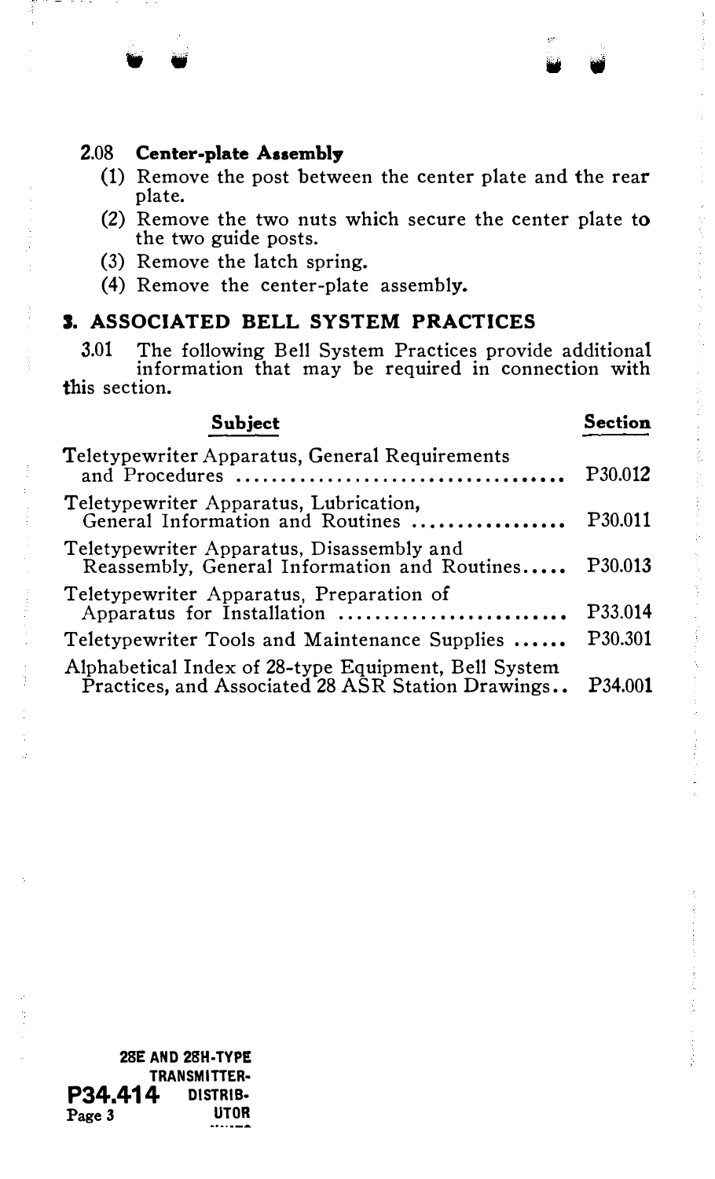2.08 **Center-plate Assembly**

(1) Remove the post between the center plate and the rear plate.

(2) Remove the two nuts which secure the center plate to the two guide posts.

(3) Remove the latch spring.

(4) Remove the center-plate assembly.

## 3. ASSOCIATED BELL SYSTEM PRACTICES

3.01 The following Bell System Practices provide additional information that may be required in connection with this section.

| Subject | Section |
|---|---|
| Teletypewriter Apparatus, General Requirements and Procedures | P30.012 |
| Teletypewriter Apparatus, Lubrication, General Information and Routines | P30.011 |
| Teletypewriter Apparatus, Disassembly and Reassembly, General Information and Routines | P30.013 |
| Teletypewriter Apparatus, Preparation of Apparatus for Installation | P33.014 |
| Teletypewriter Tools and Maintenance Supplies | P30.301 |
| Alphabetical Index of 28-type Equipment, Bell System Practices, and Associated 28 ASR Station Drawings | P34.001 |